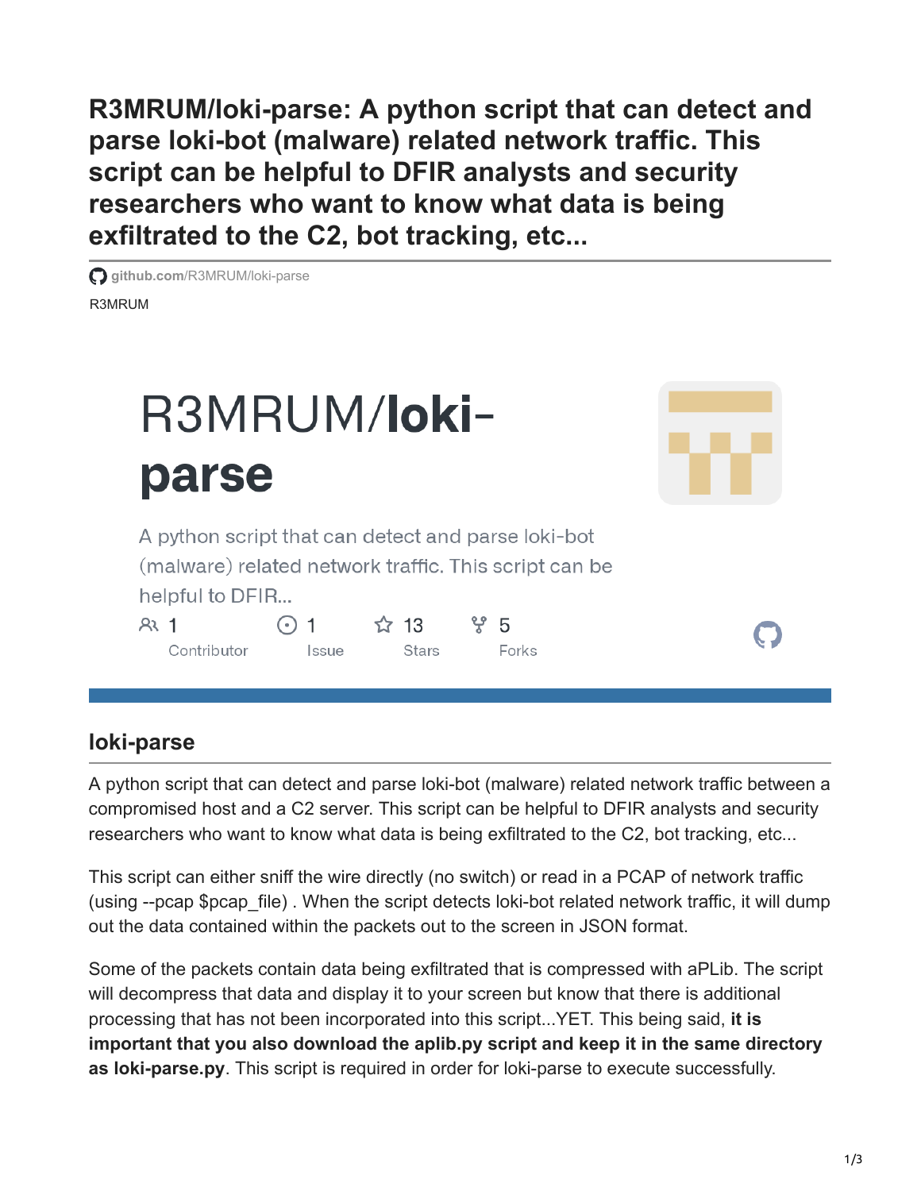# R3MRUM/loki-parse: A python script that can detect and parse loki-bot (malware) related network traffic. This script can be helpful to DFIR analysts and security researchers who want to know what data is being exfiltrated to the C2, bot tracking, etc...

github.com/R3MRUM/loki-parse

R3MRUM

R3MRUM/**loki-parse**

A python script that can detect and parse loki-bot (malware) related network traffic. This script can be helpful to DFIR...

1 Contributor | 1 Issue | 13 Stars | 5 Forks

## loki-parse

A python script that can detect and parse loki-bot (malware) related network traffic between a compromised host and a C2 server. This script can be helpful to DFIR analysts and security researchers who want to know what data is being exfiltrated to the C2, bot tracking, etc...

This script can either sniff the wire directly (no switch) or read in a PCAP of network traffic (using --pcap $pcap_file) . When the script detects loki-bot related network traffic, it will dump out the data contained within the packets out to the screen in JSON format.

Some of the packets contain data being exfiltrated that is compressed with aPLib. The script will decompress that data and display it to your screen but know that there is additional processing that has not been incorporated into this script...YET. This being said, **it is important that you also download the aplib.py script and keep it in the same directory as loki-parse.py**. This script is required in order for loki-parse to execute successfully.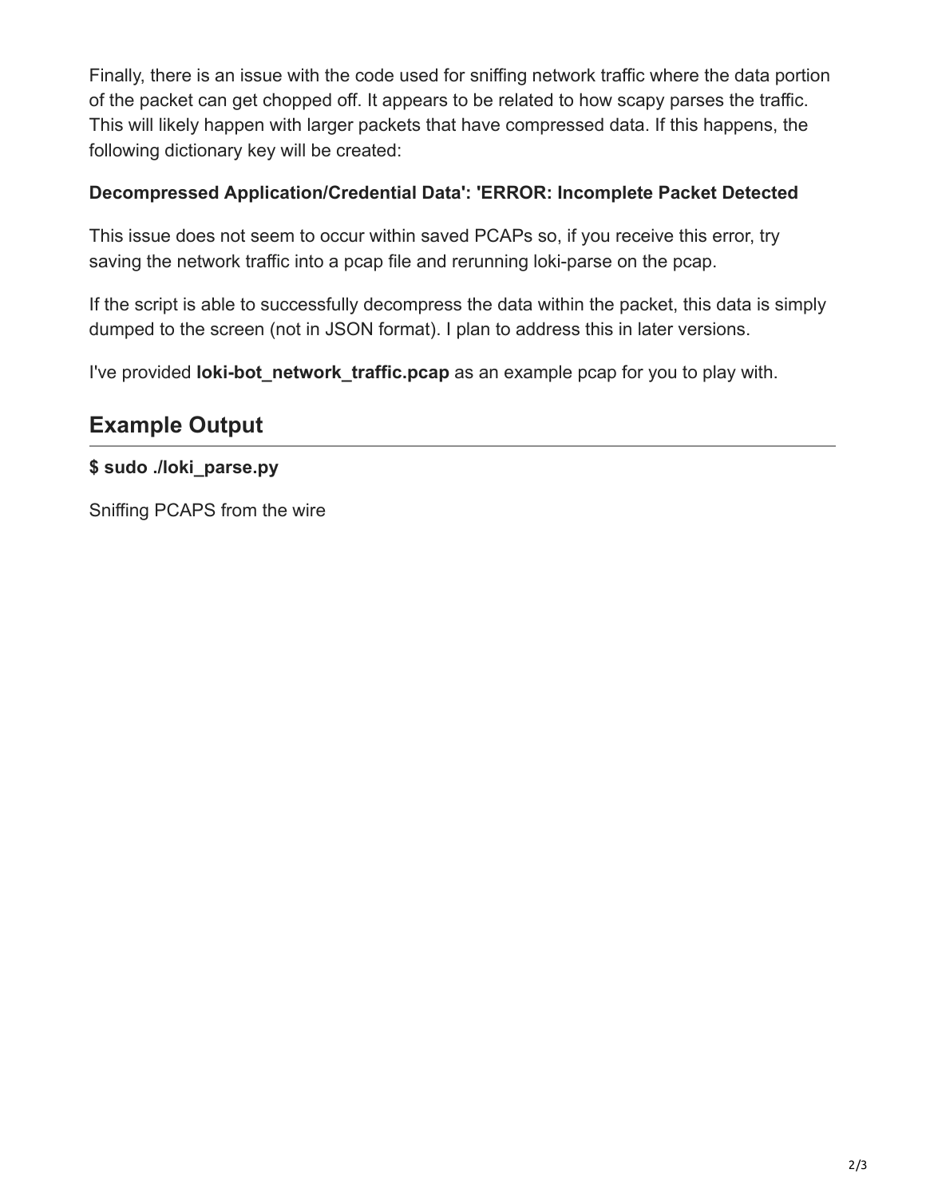Finally, there is an issue with the code used for sniffing network traffic where the data portion of the packet can get chopped off. It appears to be related to how scapy parses the traffic. This will likely happen with larger packets that have compressed data. If this happens, the following dictionary key will be created:

**Decompressed Application/Credential Data': 'ERROR: Incomplete Packet Detected**

This issue does not seem to occur within saved PCAPs so, if you receive this error, try saving the network traffic into a pcap file and rerunning loki-parse on the pcap.

If the script is able to successfully decompress the data within the packet, this data is simply dumped to the screen (not in JSON format). I plan to address this in later versions.

I've provided **loki-bot_network_traffic.pcap** as an example pcap for you to play with.

## Example Output

**$ sudo ./loki_parse.py**

Sniffing PCAPS from the wire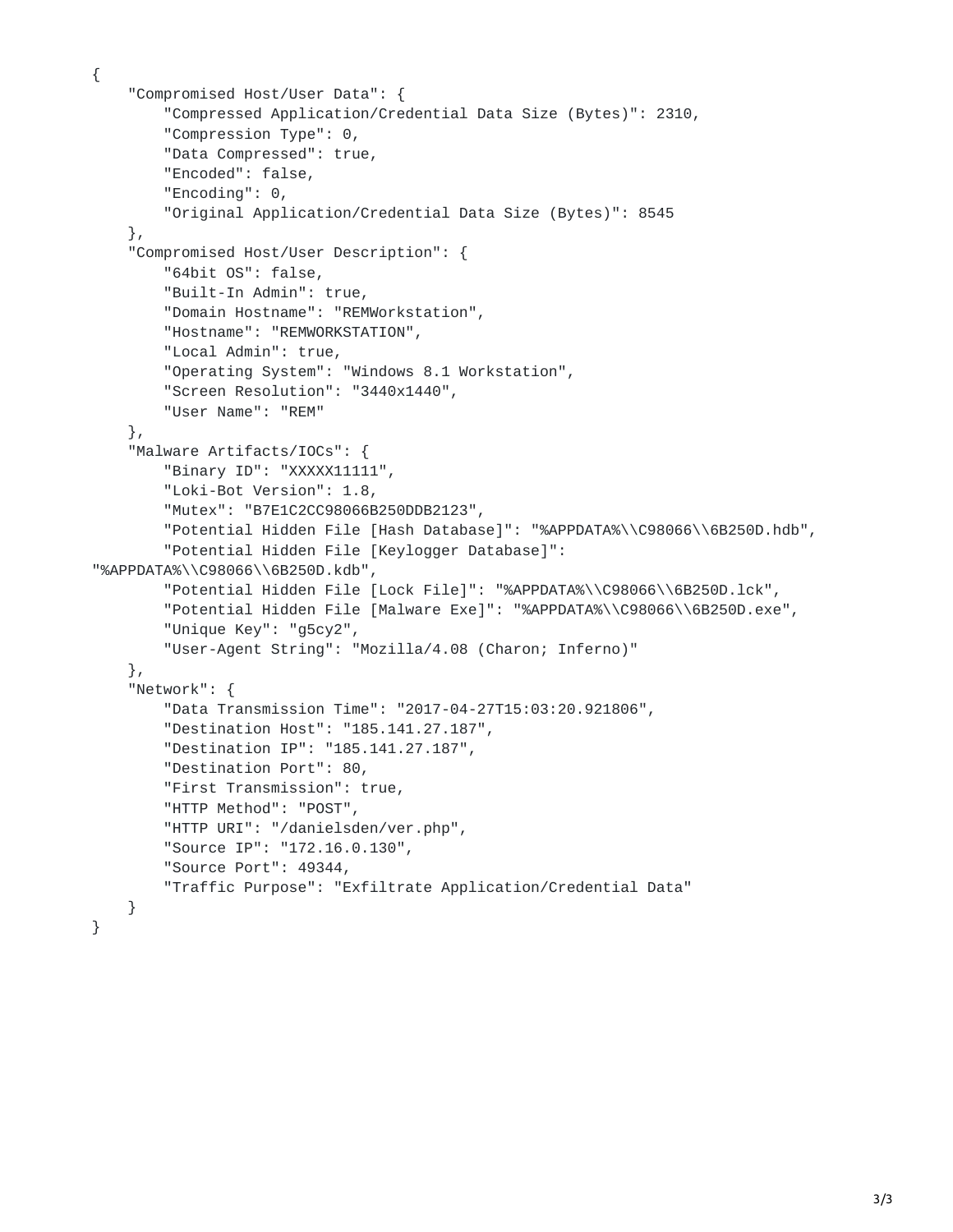```
{
    "Compromised Host/User Data": {
        "Compressed Application/Credential Data Size (Bytes)": 2310,
        "Compression Type": 0,
        "Data Compressed": true,
        "Encoded": false,
        "Encoding": 0,
        "Original Application/Credential Data Size (Bytes)": 8545
    },
    "Compromised Host/User Description": {
        "64bit OS": false,
        "Built-In Admin": true,
        "Domain Hostname": "REMWorkstation",
        "Hostname": "REMWORKSTATION",
        "Local Admin": true,
        "Operating System": "Windows 8.1 Workstation",
        "Screen Resolution": "3440x1440",
        "User Name": "REM"
    },
    "Malware Artifacts/IOCs": {
        "Binary ID": "XXXXX11111",
        "Loki-Bot Version": 1.8,
        "Mutex": "B7E1C2CC98066B250DDB2123",
        "Potential Hidden File [Hash Database]": "%APPDATA%\\C98066\\6B250D.hdb",
        "Potential Hidden File [Keylogger Database]":
"%APPDATA%\\C98066\\6B250D.kdb",
        "Potential Hidden File [Lock File]": "%APPDATA%\\C98066\\6B250D.lck",
        "Potential Hidden File [Malware Exe]": "%APPDATA%\\C98066\\6B250D.exe",
        "Unique Key": "g5cy2",
        "User-Agent String": "Mozilla/4.08 (Charon; Inferno)"
    },
    "Network": {
        "Data Transmission Time": "2017-04-27T15:03:20.921806",
        "Destination Host": "185.141.27.187",
        "Destination IP": "185.141.27.187",
        "Destination Port": 80,
        "First Transmission": true,
        "HTTP Method": "POST",
        "HTTP URI": "/danielsden/ver.php",
        "Source IP": "172.16.0.130",
        "Source Port": 49344,
        "Traffic Purpose": "Exfiltrate Application/Credential Data"
    }
}
```